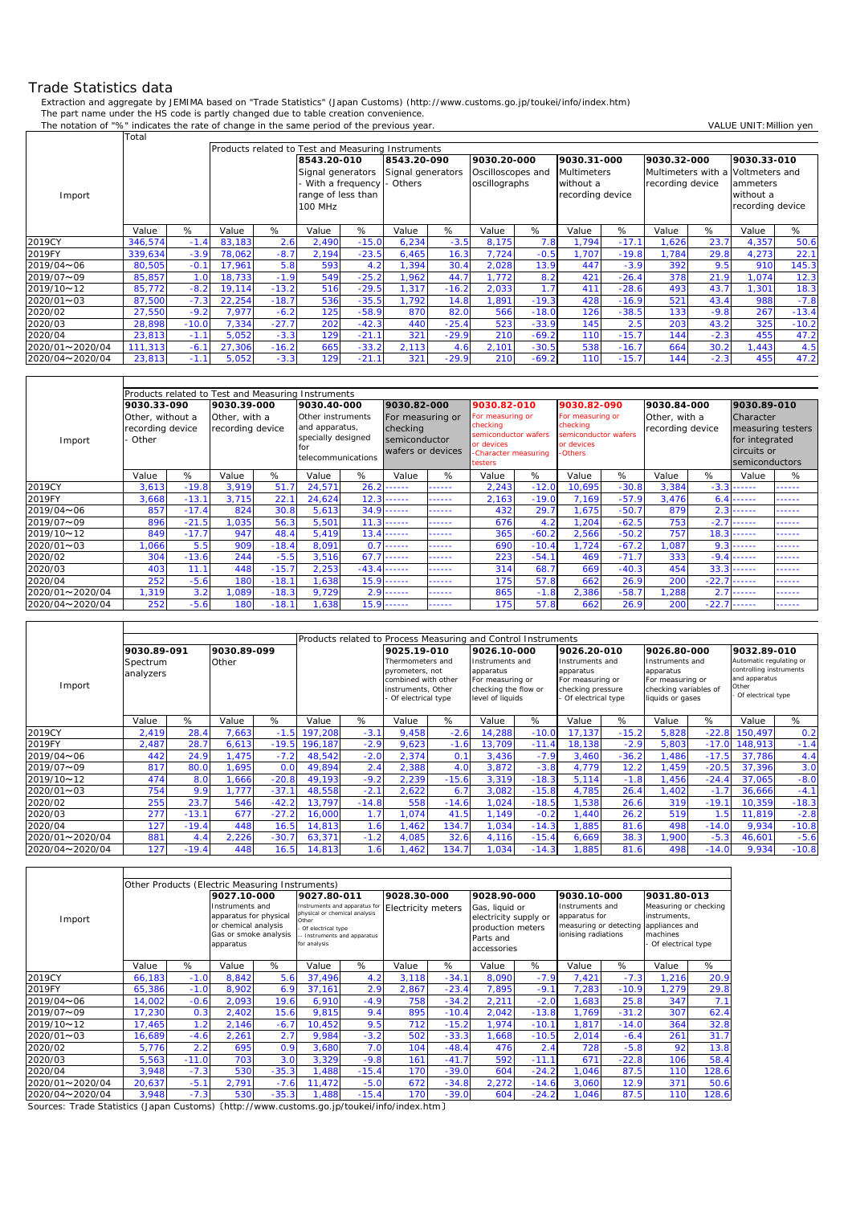# Trade Statistics data

Extraction and aggregate by JEMIMA based on "Trade Statistics" (Japan Customs) (http://www.customs.go.jp/toukei/info/index.htm)
The part name under the HS code is partly changed due to table creation convenience.
The notation of "%" indicates the rate of change in the same period of the previous year.

VALUE UNIT:Million yen

| Import | Total | | Products related to Test and Measuring Instruments | | | | | | | | | | | | | |
|---|---|---|---|---|---|---|---|---|---|---|---|---|---|---|---|---|
| | | | | | 8543.20-010 Signal generators - With a frequency range of less than 100 MHz | | 8543.20-090 Signal generators - Others | | 9030.20-000 Oscilloscopes and oscillographs | | 9030.31-000 Multimeters without a recording device | | 9030.32-000 Multimeters with a recording device | | 9030.33-010 Voltmeters and ammeters without a recording device | |
| | Value | % | Value | % | Value | % | Value | % | Value | % | Value | % | Value | % | Value | % |
| 2019CY | 346,574 | -1.4 | 83,183 | 2.6 | 2,490 | -15.0 | 6,234 | -3.5 | 8,175 | 7.8 | 1,794 | -17.1 | 1,626 | 23.7 | 4,357 | 50.6 |
| 2019FY | 339,634 | -3.9 | 78,062 | -8.7 | 2,194 | -23.5 | 6,465 | 16.3 | 7,724 | -0.5 | 1,707 | -19.8 | 1,784 | 29.8 | 4,273 | 22.1 |
| 2019/04～06 | 80,505 | -0.1 | 17,961 | 5.8 | 593 | 4.2 | 1,394 | 30.4 | 2,028 | 13.9 | 447 | -3.9 | 392 | 9.5 | 910 | 145.3 |
| 2019/07～09 | 85,857 | 1.0 | 18,733 | -1.9 | 549 | -25.2 | 1,962 | 44.7 | 1,772 | 8.2 | 421 | -26.4 | 378 | 21.9 | 1,074 | 12.3 |
| 2019/10～12 | 85,772 | -8.2 | 19,114 | -13.2 | 516 | -29.5 | 1,317 | -16.2 | 2,033 | 1.7 | 411 | -28.6 | 493 | 43.7 | 1,301 | 18.3 |
| 2020/01～03 | 87,500 | -7.3 | 22,254 | -18.7 | 536 | -35.5 | 1,792 | 14.8 | 1,891 | -19.3 | 428 | -16.9 | 521 | 43.4 | 988 | -7.8 |
| 2020/02 | 27,550 | -9.2 | 7,977 | -6.2 | 125 | -58.9 | 870 | 82.0 | 566 | -18.0 | 126 | -38.5 | 133 | -9.8 | 267 | -13.4 |
| 2020/03 | 28,898 | -10.0 | 7,334 | -27.7 | 202 | -42.3 | 440 | -25.4 | 523 | -33.9 | 145 | 2.5 | 203 | 43.2 | 325 | -10.2 |
| 2020/04 | 23,813 | -1.1 | 5,052 | -3.3 | 129 | -21.1 | 321 | -29.9 | 210 | -69.2 | 110 | -15.7 | 144 | -2.3 | 455 | 47.2 |
| 2020/01～2020/04 | 111,313 | -6.1 | 27,306 | -16.2 | 665 | -33.2 | 2,113 | 4.6 | 2,101 | -30.5 | 538 | -16.7 | 664 | 30.2 | 1,443 | 4.5 |
| 2020/04～2020/04 | 23,813 | -1.1 | 5,052 | -3.3 | 129 | -21.1 | 321 | -29.9 | 210 | -69.2 | 110 | -15.7 | 144 | -2.3 | 455 | 47.2 |

| Import | Products related to Test and Measuring Instruments | | | | | | | | | | | | | | | |
|---|---|---|---|---|---|---|---|---|---|---|---|---|---|---|---|---|
| | 9030.33-090 Other, without a recording device - Other | | 9030.39-000 Other, with a recording device | | 9030.40-000 Other instruments and apparatus, specially designed for telecommunications | | 9030.82-000 For measuring or checking semiconductor wafers or devices | | 9030.82-010 For measuring or checking semiconductor wafers or devices -Character measuring testers | | 9030.82-090 For measuring or checking semiconductor wafers or devices -Others | | 9030.84-000 Other, with a recording device | | 9030.89-010 Character measuring testers for integrated circuits or semiconductors | |
| | Value | % | Value | % | Value | % | Value | % | Value | % | Value | % | Value | % | Value | % |
| 2019CY | 3,613 | -19.8 | 3,919 | 51.7 | 24,571 | 26.2 | ------ | ------ | 2,243 | -12.0 | 10,695 | -30.8 | 3,384 | -3.3 | ------ | ------ |
| 2019FY | 3,668 | -13.1 | 3,715 | 22.1 | 24,624 | 12.3 | ------ | ------ | 2,163 | -19.0 | 7,169 | -57.9 | 3,476 | 6.4 | ------ | ------ |
| 2019/04～06 | 857 | -17.4 | 824 | 30.8 | 5,613 | 34.9 | ------ | ------ | 432 | 29.7 | 1,675 | -50.7 | 879 | 2.3 | ------ | ------ |
| 2019/07～09 | 896 | -21.5 | 1,035 | 56.3 | 5,501 | 11.3 | ------ | ------ | 676 | 4.2 | 1,204 | -62.5 | 753 | -2.7 | ------ | ------ |
| 2019/10～12 | 849 | -17.7 | 947 | 48.4 | 5,419 | 13.4 | ------ | ------ | 365 | -60.2 | 2,566 | -50.2 | 757 | 18.3 | ------ | ------ |
| 2020/01～03 | 1,066 | 5.5 | 909 | -18.4 | 8,091 | 0.7 | ------ | ------ | 690 | -10.4 | 1,724 | -67.2 | 1,087 | 9.3 | ------ | ------ |
| 2020/02 | 304 | -13.6 | 244 | -5.5 | 3,516 | 67.7 | ------ | ------ | 223 | -54.1 | 469 | -71.7 | 333 | -9.4 | ------ | ------ |
| 2020/03 | 403 | 11.1 | 448 | -15.7 | 2,253 | -43.4 | ------ | ------ | 314 | 68.7 | 669 | -40.3 | 454 | 33.3 | ------ | ------ |
| 2020/04 | 252 | -5.6 | 180 | -18.1 | 1,638 | 15.9 | ------ | ------ | 175 | 57.8 | 662 | 26.9 | 200 | -22.7 | ------ | ------ |
| 2020/01～2020/04 | 1,319 | 3.2 | 1,089 | -18.3 | 9,729 | 2.9 | ------ | ------ | 865 | -1.8 | 2,386 | -58.7 | 1,288 | 2.7 | ------ | ------ |
| 2020/04～2020/04 | 252 | -5.6 | 180 | -18.1 | 1,638 | 15.9 | ------ | ------ | 175 | 57.8 | 662 | 26.9 | 200 | -22.7 | ------ | ------ |

| Import | | | | | Products related to Process Measuring and Control Instruments | | | | | | | | | | | |
|---|---|---|---|---|---|---|---|---|---|---|---|---|---|---|---|---|
| | 9030.89-091 Spectrum analyzers | | 9030.89-099 Other | | | | 9025.19-010 Thermometers and pyrometers, not combined with other instruments, Other - Of electrical type | | 9026.10-000 Instruments and apparatus For measuring or checking the flow or level of liquids | | 9026.20-010 Instruments and apparatus For measuring or checking pressure - Of electrical type | | 9026.80-000 Instruments and apparatus For measuring or checking variables of liquids or gases | | 9032.89-010 Automatic regulating or controlling instruments and apparatus Other - Of electrical type | |
| | Value | % | Value | % | Value | % | Value | % | Value | % | Value | % | Value | % | Value | % |
| 2019CY | 2,419 | 28.4 | 7,663 | -1.5 | 197,208 | -3.1 | 9,458 | -2.6 | 14,288 | -10.0 | 17,137 | -15.2 | 5,828 | -22.8 | 150,497 | 0.2 |
| 2019FY | 2,487 | 28.7 | 6,613 | -19.5 | 196,187 | -2.9 | 9,623 | -1.6 | 13,709 | -11.4 | 18,138 | -2.9 | 5,803 | -17.0 | 148,913 | -1.4 |
| 2019/04～06 | 442 | 24.9 | 1,475 | -7.2 | 48,542 | -2.0 | 2,374 | 0.1 | 3,436 | -7.9 | 3,460 | -36.2 | 1,486 | -17.5 | 37,786 | 4.4 |
| 2019/07～09 | 817 | 80.0 | 1,695 | 0.0 | 49,894 | 2.4 | 2,388 | 4.0 | 3,872 | -3.8 | 4,779 | 12.2 | 1,459 | -20.5 | 37,396 | 3.0 |
| 2019/10～12 | 474 | 8.0 | 1,666 | -20.8 | 49,193 | -9.2 | 2,239 | -15.6 | 3,319 | -18.3 | 5,114 | -1.8 | 1,456 | -24.4 | 37,065 | -8.0 |
| 2020/01～03 | 754 | 9.9 | 1,777 | -37.1 | 48,558 | -2.1 | 2,622 | 6.7 | 3,082 | -15.8 | 4,785 | 26.4 | 1,402 | -1.7 | 36,666 | -4.1 |
| 2020/02 | 255 | 23.7 | 546 | -42.2 | 13,797 | -14.8 | 558 | -14.6 | 1,024 | -18.5 | 1,538 | 26.6 | 319 | -19.1 | 10,359 | -18.3 |
| 2020/03 | 277 | -13.1 | 677 | -27.2 | 16,000 | 1.7 | 1,074 | 41.5 | 1,149 | -0.2 | 1,440 | 26.2 | 519 | 1.5 | 11,819 | -2.8 |
| 2020/04 | 127 | -19.4 | 448 | 16.5 | 14,813 | 1.6 | 1,462 | 134.7 | 1,034 | -14.3 | 1,885 | 81.6 | 498 | -14.0 | 9,934 | -10.8 |
| 2020/01～2020/04 | 881 | 4.4 | 2,226 | -30.7 | 63,371 | -1.2 | 4,085 | 32.6 | 4,116 | -15.4 | 6,669 | 38.3 | 1,900 | -5.3 | 46,601 | -5.6 |
| 2020/04～2020/04 | 127 | -19.4 | 448 | 16.5 | 14,813 | 1.6 | 1,462 | 134.7 | 1,034 | -14.3 | 1,885 | 81.6 | 498 | -14.0 | 9,934 | -10.8 |

| Import | Other Products (Electric Measuring Instruments) | | | | | | | | | | | | | |
|---|---|---|---|---|---|---|---|---|---|---|---|---|---|---|
| | | | 9027.10-000 Instruments and apparatus for physical or chemical analysis Gas or smoke analysis apparatus | | 9027.80-011 Instruments and apparatus for physical or chemical analysis Other - Of electrical type -- Instruments and apparatus for analysis | | 9028.30-000 Electricity meters | | 9028.90-000 Gas, liquid or electricity supply or production meters Parts and accessories | | 9030.10-000 Instruments and apparatus for measuring or detecting ionising radiations | | 9031.80-013 Measuring or checking instruments, appliances and machines - Of electrical type | |
| | Value | % | Value | % | Value | % | Value | % | Value | % | Value | % | Value | % |
| 2019CY | 66,183 | -1.0 | 8,842 | 5.6 | 37,496 | 4.2 | 3,118 | -34.1 | 8,090 | -7.9 | 7,421 | -7.3 | 1,216 | 20.9 |
| 2019FY | 65,386 | -1.0 | 8,902 | 6.9 | 37,161 | 2.9 | 2,867 | -23.4 | 7,895 | -9.1 | 7,283 | -10.9 | 1,279 | 29.8 |
| 2019/04～06 | 14,002 | -0.6 | 2,093 | 19.6 | 6,910 | -4.9 | 758 | -34.2 | 2,211 | -2.0 | 1,683 | 25.8 | 347 | 7.1 |
| 2019/07～09 | 17,230 | 0.3 | 2,402 | 15.6 | 9,815 | 9.4 | 895 | -10.4 | 2,042 | -13.8 | 1,769 | -31.2 | 307 | 62.4 |
| 2019/10～12 | 17,465 | 1.2 | 2,146 | -6.7 | 10,452 | 9.5 | 712 | -15.2 | 1,974 | -10.1 | 1,817 | -14.0 | 364 | 32.8 |
| 2020/01～03 | 16,689 | -4.6 | 2,261 | 2.7 | 9,984 | -3.2 | 502 | -33.3 | 1,668 | -10.5 | 2,014 | -6.4 | 261 | 31.7 |
| 2020/02 | 5,776 | 2.2 | 695 | 0.9 | 3,680 | 7.0 | 104 | -48.4 | 476 | 2.4 | 728 | -5.8 | 92 | 13.8 |
| 2020/03 | 5,563 | -11.0 | 703 | 3.0 | 3,329 | -9.8 | 161 | -41.7 | 592 | -11.1 | 671 | -22.8 | 106 | 58.4 |
| 2020/04 | 3,948 | -7.3 | 530 | -35.3 | 1,488 | -15.4 | 170 | -39.0 | 604 | -24.2 | 1,046 | 87.5 | 110 | 128.6 |
| 2020/01～2020/04 | 20,637 | -5.1 | 2,791 | -7.6 | 11,472 | -5.0 | 672 | -34.8 | 2,272 | -14.6 | 3,060 | 12.9 | 371 | 50.6 |
| 2020/04～2020/04 | 3,948 | -7.3 | 530 | -35.3 | 1,488 | -15.4 | 170 | -39.0 | 604 | -24.2 | 1,046 | 87.5 | 110 | 128.6 |

Sources: Trade Statistics (Japan Customs)〔http://www.customs.go.jp/toukei/info/index.htm〕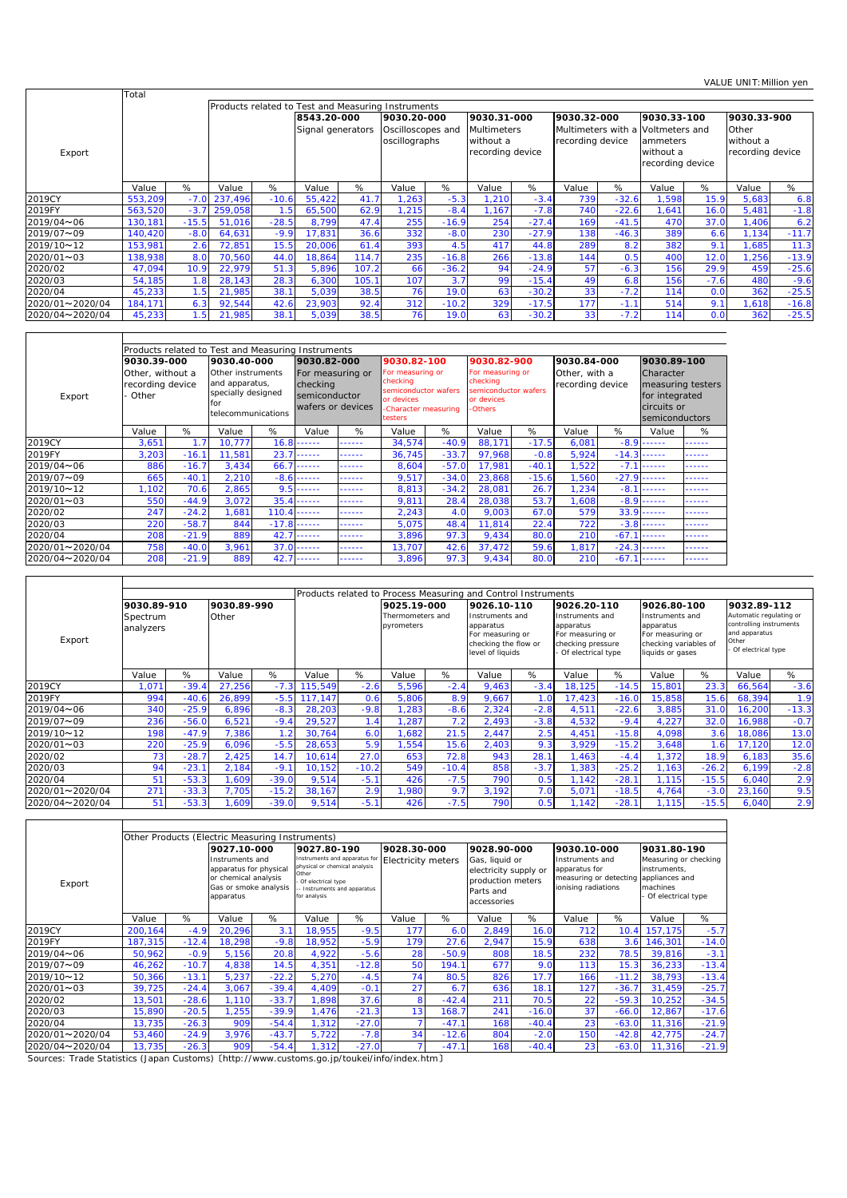VALUE UNIT:Million yen

| Export | Total | | | | | | | | | | | | | | | |
|---|---|---|---|---|---|---|---|---|---|---|---|---|---|---|---|---|
| | | | Products related to Test and Measuring Instruments | | | | | | | | | | | | | |
| | | | | | 8543.20-000 Signal generators | | 9030.20-000 Oscilloscopes and oscillographs | | 9030.31-000 Multimeters without a recording device | | 9030.32-000 Multimeters with a recording device | | 9030.33-100 Voltmeters and ammeters without a recording device | | 9030.33-900 Other without a recording device | |
| | Value | % | Value | % | Value | % | Value | % | Value | % | Value | % | Value | % | Value | % |
| 2019CY | 553,209 | -7.0 | 237,496 | -10.6 | 55,422 | 41.7 | 1,263 | -5.3 | 1,210 | -3.4 | 739 | -32.6 | 1,598 | 15.9 | 5,683 | 6.8 |
| 2019FY | 563,520 | -3.7 | 259,058 | 1.5 | 65,500 | 62.9 | 1,215 | -8.4 | 1,167 | -7.8 | 740 | -22.6 | 1,641 | 16.0 | 5,481 | -1.8 |
| 2019/04～06 | 130,181 | -15.5 | 51,016 | -28.5 | 8,799 | 47.4 | 255 | -16.9 | 254 | -27.4 | 169 | -41.5 | 470 | 37.0 | 1,406 | 6.2 |
| 2019/07～09 | 140,420 | -8.0 | 64,631 | -9.9 | 17,831 | 36.6 | 332 | -8.0 | 230 | -27.9 | 138 | -46.3 | 389 | 6.6 | 1,134 | -11.7 |
| 2019/10～12 | 153,981 | 2.6 | 72,851 | 15.5 | 20,006 | 61.4 | 393 | 4.5 | 417 | 44.8 | 289 | 8.2 | 382 | 9.1 | 1,685 | 11.3 |
| 2020/01～03 | 138,938 | 8.0 | 70,560 | 44.0 | 18,864 | 114.7 | 235 | -16.8 | 266 | -13.8 | 144 | 0.5 | 400 | 12.0 | 1,256 | -13.9 |
| 2020/02 | 47,094 | 10.9 | 22,979 | 51.3 | 5,896 | 107.2 | 66 | -36.2 | 94 | -24.9 | 57 | -6.3 | 156 | 29.9 | 459 | -25.6 |
| 2020/03 | 54,185 | 1.8 | 28,143 | 28.3 | 6,300 | 105.1 | 107 | 3.7 | 99 | -15.4 | 49 | 6.8 | 156 | -7.6 | 480 | -9.6 |
| 2020/04 | 45,233 | 1.5 | 21,985 | 38.1 | 5,039 | 38.5 | 76 | 19.0 | 63 | -30.2 | 33 | -7.2 | 114 | 0.0 | 362 | -25.5 |
| 2020/01～2020/04 | 184,171 | 6.3 | 92,544 | 42.6 | 23,903 | 92.4 | 312 | -10.2 | 329 | -17.5 | 177 | -1.1 | 514 | 9.1 | 1,618 | -16.8 |
| 2020/04～2020/04 | 45,233 | 1.5 | 21,985 | 38.1 | 5,039 | 38.5 | 76 | 19.0 | 63 | -30.2 | 33 | -7.2 | 114 | 0.0 | 362 | -25.5 |

| Export | Products related to Test and Measuring Instruments | | | | | | | | | | | | | |
|---|---|---|---|---|---|---|---|---|---|---|---|---|---|---|
| | 9030.39-000 Other, without a recording device - Other | | 9030.40-000 Other instruments and apparatus, specially designed for telecommunications | | 9030.82-000 For measuring or checking semiconductor wafers or devices | | 9030.82-100 For measuring or checking semiconductor wafers or devices -Character measuring testers | | 9030.82-900 For measuring or checking semiconductor wafers or devices -Others | | 9030.84-000 Other, with a recording device | | 9030.89-100 Character measuring testers for integrated circuits or semiconductors | |
| | Value | % | Value | % | Value | % | Value | % | Value | % | Value | % | Value | % |
| 2019CY | 3,651 | 1.7 | 10,777 | 16.8 | ------ | ------ | 34,574 | -40.9 | 88,171 | -17.5 | 6,081 | -8.9 | ------ | ------ |
| 2019FY | 3,203 | -16.1 | 11,581 | 23.7 | ------ | ------ | 36,745 | -33.7 | 97,968 | -0.8 | 5,924 | -14.3 | ------ | ------ |
| 2019/04～06 | 886 | -16.7 | 3,434 | 66.7 | ------ | ------ | 8,604 | -57.0 | 17,981 | -40.1 | 1,522 | -7.1 | ------ | ------ |
| 2019/07～09 | 665 | -40.1 | 2,210 | -8.6 | ------ | ------ | 9,517 | -34.0 | 23,868 | -15.6 | 1,560 | -27.9 | ------ | ------ |
| 2019/10～12 | 1,102 | 70.6 | 2,865 | 9.5 | ------ | ------ | 8,813 | -34.2 | 28,081 | 26.7 | 1,234 | -8.1 | ------ | ------ |
| 2020/01～03 | 550 | -44.9 | 3,072 | 35.4 | ------ | ------ | 9,811 | 28.4 | 28,038 | 53.7 | 1,608 | -8.9 | ------ | ------ |
| 2020/02 | 247 | -24.2 | 1,681 | 110.4 | ------ | ------ | 2,243 | 4.0 | 9,003 | 67.0 | 579 | 33.9 | ------ | ------ |
| 2020/03 | 220 | -58.7 | 844 | -17.8 | ------ | ------ | 5,075 | 48.4 | 11,814 | 22.4 | 722 | -3.8 | ------ | ------ |
| 2020/04 | 208 | -21.9 | 889 | 42.7 | ------ | ------ | 3,896 | 97.3 | 9,434 | 80.0 | 210 | -67.1 | ------ | ------ |
| 2020/01～2020/04 | 758 | -40.0 | 3,961 | 37.0 | ------ | ------ | 13,707 | 42.6 | 37,472 | 59.6 | 1,817 | -24.3 | ------ | ------ |
| 2020/04～2020/04 | 208 | -21.9 | 889 | 42.7 | ------ | ------ | 3,896 | 97.3 | 9,434 | 80.0 | 210 | -67.1 | ------ | ------ |

| Export | | | | | Products related to Process Measuring and Control Instruments | | | | | | | | | | | |
|---|---|---|---|---|---|---|---|---|---|---|---|---|---|---|---|---|
| | 9030.89-910 Spectrum analyzers | | 9030.89-990 Other | | | | 9025.19-000 Thermometers and pyrometers | | 9026.10-110 Instruments and apparatus For measuring or checking the flow or level of liquids | | 9026.20-110 Instruments and apparatus For measuring or checking pressure - Of electrical type | | 9026.80-100 Instruments and apparatus For measuring or checking variables of liquids or gases | | 9032.89-112 Automatic regulating or controlling instruments and apparatus Other - Of electrical type | |
| | Value | % | Value | % | Value | % | Value | % | Value | % | Value | % | Value | % | Value | % |
| 2019CY | 1,071 | -39.4 | 27,256 | -7.3 | 115,549 | -2.6 | 5,596 | -2.4 | 9,463 | -3.4 | 18,125 | -14.5 | 15,801 | 23.3 | 66,564 | -3.6 |
| 2019FY | 994 | -40.6 | 26,899 | -5.5 | 117,147 | 0.6 | 5,806 | 8.9 | 9,667 | 1.0 | 17,423 | -16.0 | 15,858 | 15.6 | 68,394 | 1.9 |
| 2019/04～06 | 340 | -25.9 | 6,896 | -8.3 | 28,203 | -9.8 | 1,283 | -8.6 | 2,324 | -2.8 | 4,511 | -22.6 | 3,885 | 31.0 | 16,200 | -13.3 |
| 2019/07～09 | 236 | -56.0 | 6,521 | -9.4 | 29,527 | 1.4 | 1,287 | 7.2 | 2,493 | -3.8 | 4,532 | -9.4 | 4,227 | 32.0 | 16,988 | -0.7 |
| 2019/10～12 | 198 | -47.9 | 7,386 | 1.2 | 30,764 | 6.0 | 1,682 | 21.5 | 2,447 | 2.5 | 4,451 | -15.8 | 4,098 | 3.6 | 18,086 | 13.0 |
| 2020/01～03 | 220 | -25.9 | 6,096 | -5.5 | 28,653 | 5.9 | 1,554 | 15.6 | 2,403 | 9.3 | 3,929 | -15.2 | 3,648 | 1.6 | 17,120 | 12.0 |
| 2020/02 | 73 | -28.7 | 2,425 | 14.7 | 10,614 | 27.0 | 653 | 72.8 | 943 | 28.1 | 1,463 | -4.4 | 1,372 | 18.9 | 6,183 | 35.6 |
| 2020/03 | 94 | -23.1 | 2,184 | -9.1 | 10,152 | -10.2 | 549 | -10.4 | 858 | -3.7 | 1,383 | -25.2 | 1,163 | -26.2 | 6,199 | -2.8 |
| 2020/04 | 51 | -53.3 | 1,609 | -39.0 | 9,514 | -5.1 | 426 | -7.5 | 790 | 0.5 | 1,142 | -28.1 | 1,115 | -15.5 | 6,040 | 2.9 |
| 2020/01～2020/04 | 271 | -33.3 | 7,705 | -15.2 | 38,167 | 2.9 | 1,980 | 9.7 | 3,192 | 7.0 | 5,071 | -18.5 | 4,764 | -3.0 | 23,160 | 9.5 |
| 2020/04～2020/04 | 51 | -53.3 | 1,609 | -39.0 | 9,514 | -5.1 | 426 | -7.5 | 790 | 0.5 | 1,142 | -28.1 | 1,115 | -15.5 | 6,040 | 2.9 |

| Export | Other Products (Electric Measuring Instruments) | | | | | | | | | | | | | |
|---|---|---|---|---|---|---|---|---|---|---|---|---|---|---|
| | | | 9027.10-000 Instruments and apparatus for physical or chemical analysis Gas or smoke analysis apparatus | | 9027.80-190 Instruments and apparatus for physical or chemical analysis Other - Of electrical type -- Instruments and apparatus for analysis | | 9028.30-000 Electricity meters | | 9028.90-000 Gas, liquid or electricity supply or production meters Parts and accessories | | 9030.10-000 Instruments and apparatus for measuring or detecting ionising radiations | | 9031.80-190 Measuring or checking instruments, appliances and machines - Of electrical type | |
| | Value | % | Value | % | Value | % | Value | % | Value | % | Value | % | Value | % |
| 2019CY | 200,164 | -4.9 | 20,296 | 3.1 | 18,955 | -9.5 | 177 | 6.0 | 2,849 | 16.0 | 712 | 10.4 | 157,175 | -5.7 |
| 2019FY | 187,315 | -12.4 | 18,298 | -9.8 | 18,952 | -5.9 | 179 | 27.6 | 2,947 | 15.9 | 638 | 3.6 | 146,301 | -14.0 |
| 2019/04～06 | 50,962 | -0.9 | 5,156 | 20.8 | 4,922 | -5.6 | 28 | -50.9 | 808 | 18.5 | 232 | 78.5 | 39,816 | -3.1 |
| 2019/07～09 | 46,262 | -10.7 | 4,838 | 14.5 | 4,351 | -12.8 | 50 | 194.1 | 677 | 9.0 | 113 | 15.3 | 36,233 | -13.4 |
| 2019/10～12 | 50,366 | -13.1 | 5,237 | -22.2 | 5,270 | -4.5 | 74 | 80.5 | 826 | 17.7 | 166 | -11.2 | 38,793 | -13.4 |
| 2020/01～03 | 39,725 | -24.4 | 3,067 | -39.4 | 4,409 | -0.1 | 27 | 6.7 | 636 | 18.1 | 127 | -36.7 | 31,459 | -25.7 |
| 2020/02 | 13,501 | -28.6 | 1,110 | -33.7 | 1,898 | 37.6 | 8 | -42.4 | 211 | 70.5 | 22 | -59.3 | 10,252 | -34.5 |
| 2020/03 | 15,890 | -20.5 | 1,255 | -39.9 | 1,476 | -21.3 | 13 | 168.7 | 241 | -16.0 | 37 | -66.0 | 12,867 | -17.6 |
| 2020/04 | 13,735 | -26.3 | 909 | -54.4 | 1,312 | -27.0 | 7 | -47.1 | 168 | -40.4 | 23 | -63.0 | 11,316 | -21.9 |
| 2020/01～2020/04 | 53,460 | -24.9 | 3,976 | -43.7 | 5,722 | -7.8 | 34 | -12.6 | 804 | -2.0 | 150 | -42.8 | 42,775 | -24.7 |
| 2020/04～2020/04 | 13,735 | -26.3 | 909 | -54.4 | 1,312 | -27.0 | 7 | -47.1 | 168 | -40.4 | 23 | -63.0 | 11,316 | -21.9 |

Sources: Trade Statistics (Japan Customs)〔http://www.customs.go.jp/toukei/info/index.htm〕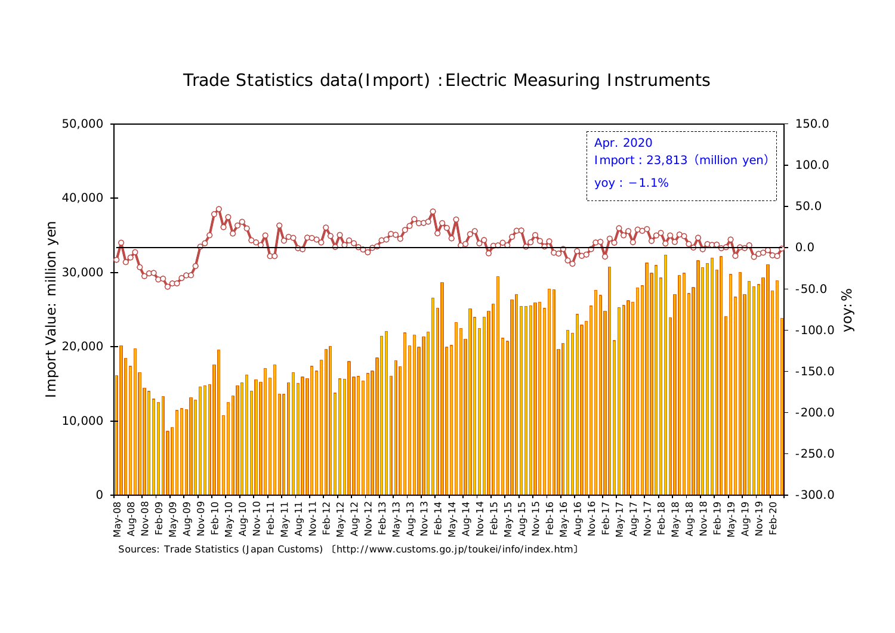# Trade Statistics data(Import) :Electric Measuring Instruments

Apr. 2020
Import : 23,813 (million yen)
yoy : −1.1%

Import Value: million yen

yoy:%

Sources: Trade Statistics (Japan Customs) 〔http://www.customs.go.jp/toukei/info/index.htm〕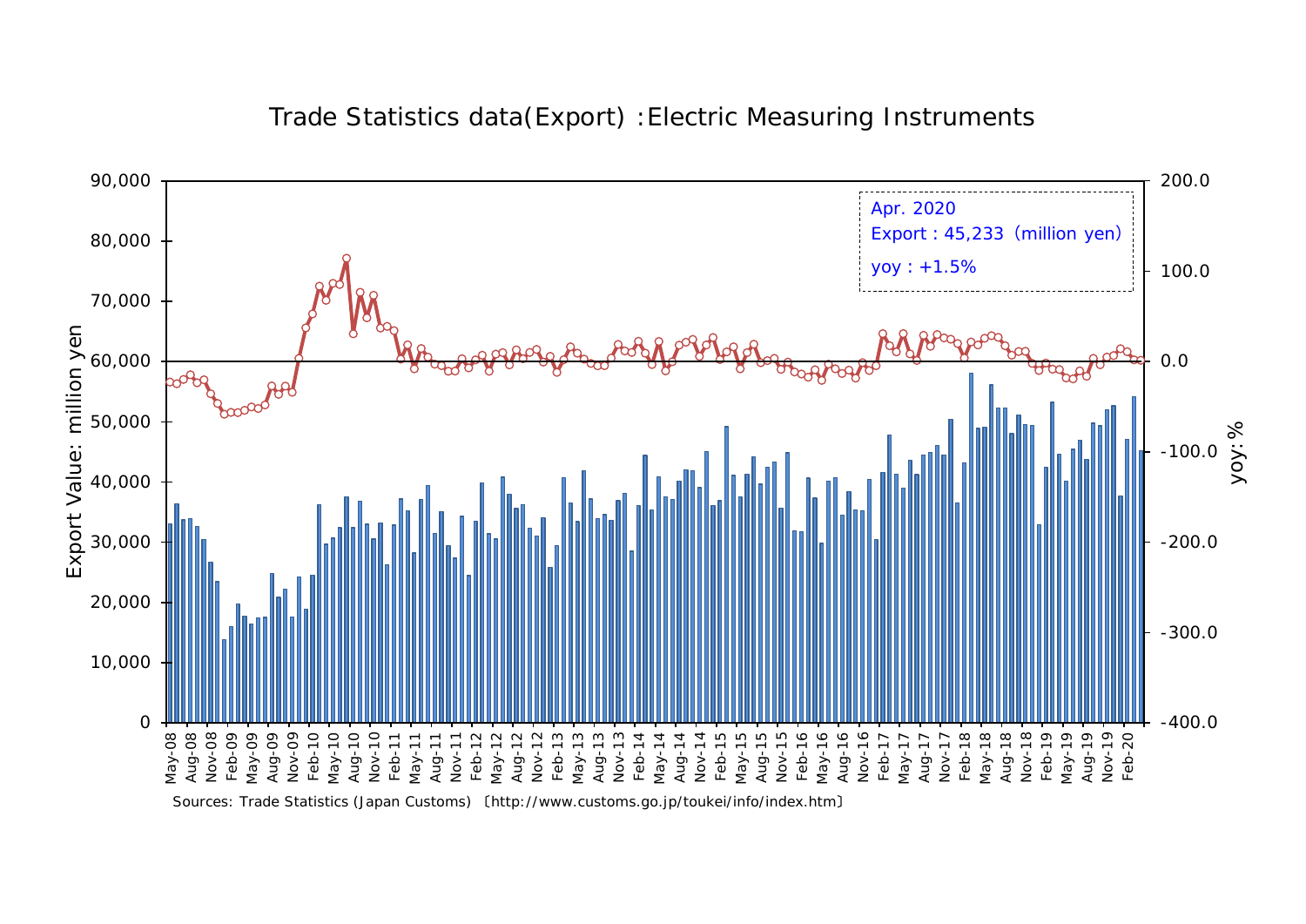# Trade Statistics data(Export) :Electric Measuring Instruments

Apr. 2020
Export : 45,233（million yen）
yoy : +1.5%

Export Value: million yen

90,000
80,000
70,000
60,000
50,000
40,000
30,000
20,000
10,000
0

yoy:%

200.0
100.0
0.0
-100.0
-200.0
-300.0
-400.0

May-08 Aug-08 Nov-08 Feb-09 May-09 Aug-09 Nov-09 Feb-10 May-10 Aug-10 Nov-10 Feb-11 May-11 Aug-11 Nov-11 Feb-12 May-12 Aug-12 Nov-12 Feb-13 May-13 Aug-13 Nov-13 Feb-14 May-14 Aug-14 Nov-14 Feb-15 May-15 Aug-15 Nov-15 Feb-16 May-16 Aug-16 Nov-16 Feb-17 May-17 Aug-17 Nov-17 Feb-18 May-18 Aug-18 Nov-18 Feb-19 May-19 Aug-19 Nov-19 Feb-20

Sources: Trade Statistics (Japan Customs) 〔http://www.customs.go.jp/toukei/info/index.htm〕